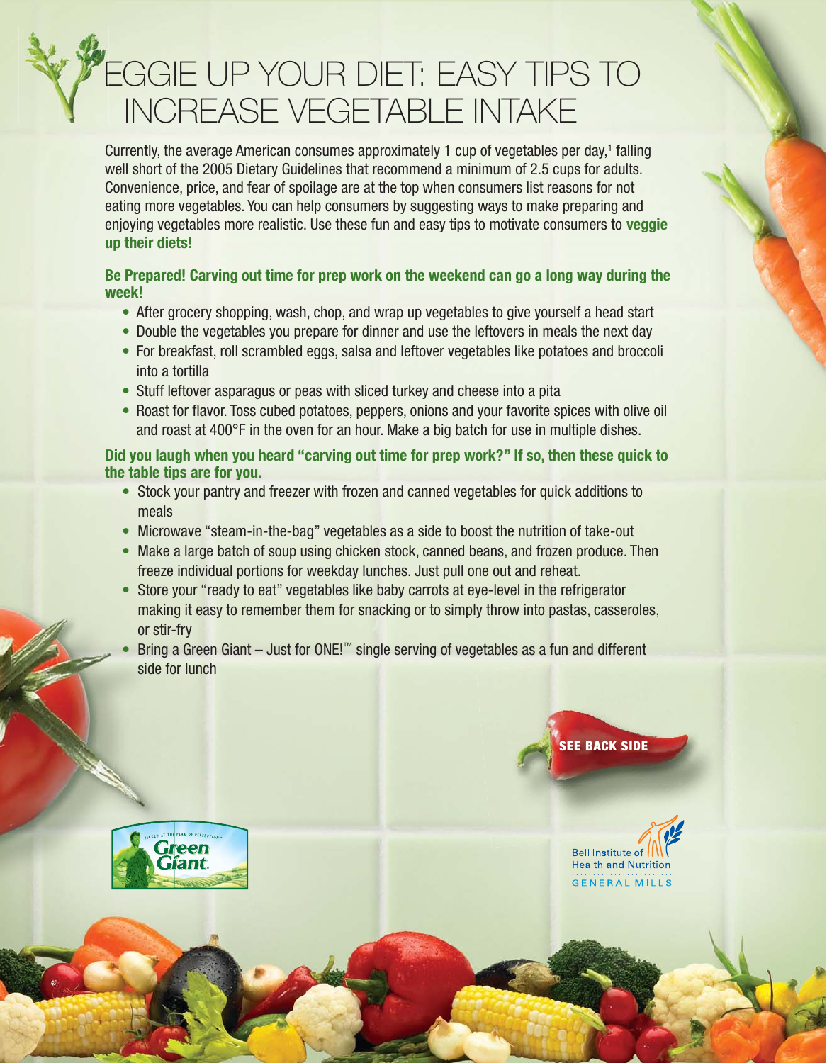# VEGGIE UP YOUR DIET: EASY TIPS TO INCREASE VEGETABLE INTAKE

Currently, the average American consumes approximately 1 cup of vegetables per day,[1] falling well short of the 2005 Dietary Guidelines that recommend a minimum of 2.5 cups for adults. Convenience, price, and fear of spoilage are at the top when consumers list reasons for not eating more vegetables. You can help consumers by suggesting ways to make preparing and enjoying vegetables more realistic. Use these fun and easy tips to motivate consumers to **veggie up their diets!**

**Be Prepared! Carving out time for prep work on the weekend can go a long way during the week!**

- After grocery shopping, wash, chop, and wrap up vegetables to give yourself a head start
- Double the vegetables you prepare for dinner and use the leftovers in meals the next day
- For breakfast, roll scrambled eggs, salsa and leftover vegetables like potatoes and broccoli into a tortilla
- Stuff leftover asparagus or peas with sliced turkey and cheese into a pita
- Roast for flavor. Toss cubed potatoes, peppers, onions and your favorite spices with olive oil and roast at 400°F in the oven for an hour. Make a big batch for use in multiple dishes.

**Did you laugh when you heard "carving out time for prep work?" If so, then these quick to the table tips are for you.**

- Stock your pantry and freezer with frozen and canned vegetables for quick additions to meals
- Microwave "steam-in-the-bag" vegetables as a side to boost the nutrition of take-out
- Make a large batch of soup using chicken stock, canned beans, and frozen produce. Then freeze individual portions for weekday lunches. Just pull one out and reheat.
- Store your "ready to eat" vegetables like baby carrots at eye-level in the refrigerator making it easy to remember them for snacking or to simply throw into pastas, casseroles, or stir-fry
- Bring a Green Giant – Just for ONE!™ single serving of vegetables as a fun and different side for lunch

**SEE BACK SIDE**

Green Giant

Bell Institute of Health and Nutrition
GENERAL MILLS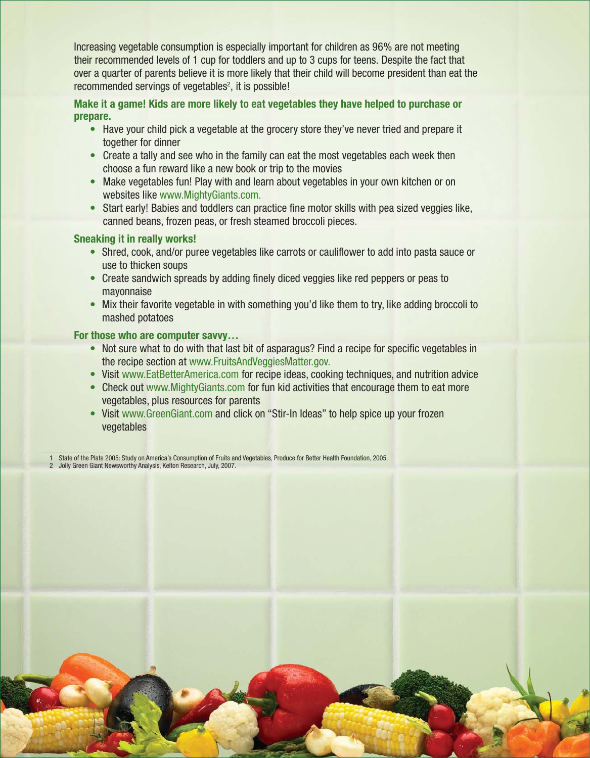Increasing vegetable consumption is especially important for children as 96% are not meeting their recommended levels of 1 cup for toddlers and up to 3 cups for teens. Despite the fact that over a quarter of parents believe it is more likely that their child will become president than eat the recommended servings of vegetables[2], it is possible!

**Make it a game! Kids are more likely to eat vegetables they have helped to purchase or prepare.**

- Have your child pick a vegetable at the grocery store they've never tried and prepare it together for dinner
- Create a tally and see who in the family can eat the most vegetables each week then choose a fun reward like a new book or trip to the movies
- Make vegetables fun! Play with and learn about vegetables in your own kitchen or on websites like www.MightyGiants.com.
- Start early! Babies and toddlers can practice fine motor skills with pea sized veggies like, canned beans, frozen peas, or fresh steamed broccoli pieces.

**Sneaking it in really works!**

- Shred, cook, and/or puree vegetables like carrots or cauliflower to add into pasta sauce or use to thicken soups
- Create sandwich spreads by adding finely diced veggies like red peppers or peas to mayonnaise
- Mix their favorite vegetable in with something you'd like them to try, like adding broccoli to mashed potatoes

**For those who are computer savvy…**

- Not sure what to do with that last bit of asparagus? Find a recipe for specific vegetables in the recipe section at www.FruitsAndVeggiesMatter.gov.
- Visit www.EatBetterAmerica.com for recipe ideas, cooking techniques, and nutrition advice
- Check out www.MightyGiants.com for fun kid activities that encourage them to eat more vegetables, plus resources for parents
- Visit www.GreenGiant.com and click on "Stir-In Ideas" to help spice up your frozen vegetables

---

1 State of the Plate 2005: Study on America's Consumption of Fruits and Vegetables, Produce for Better Health Foundation, 2005.

2 Jolly Green Giant Newsworthy Analysis, Kelton Research, July, 2007.